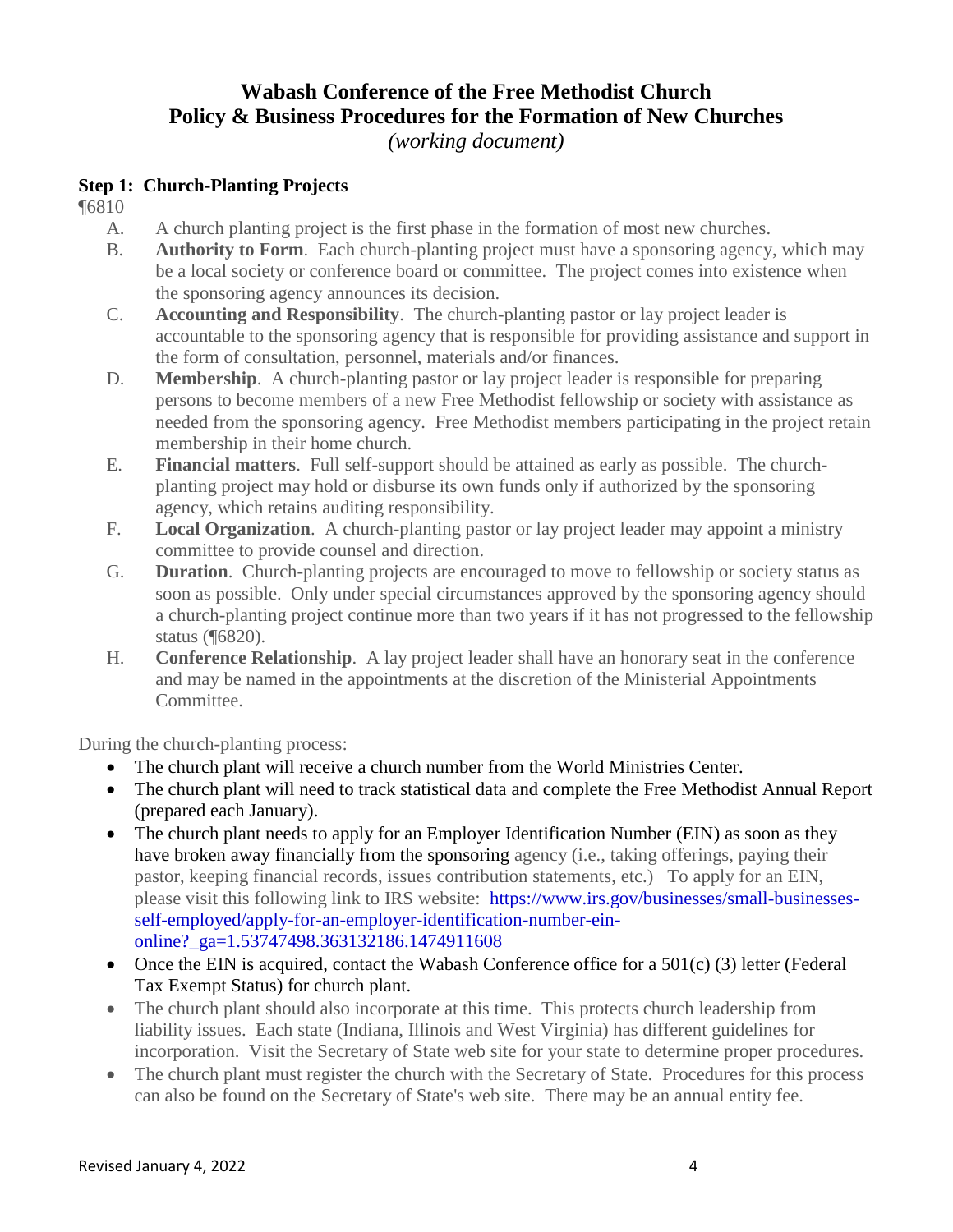# Wabash Conference of the Free Methodist Church
# Policy & Business Procedures for the Formation of New Churches

*(working document)*

## Step 1: Church-Planting Projects

¶6810

A. A church planting project is the first phase in the formation of most new churches.

B. **Authority to Form**. Each church-planting project must have a sponsoring agency, which may be a local society or conference board or committee. The project comes into existence when the sponsoring agency announces its decision.

C. **Accounting and Responsibility**. The church-planting pastor or lay project leader is accountable to the sponsoring agency that is responsible for providing assistance and support in the form of consultation, personnel, materials and/or finances.

D. **Membership**. A church-planting pastor or lay project leader is responsible for preparing persons to become members of a new Free Methodist fellowship or society with assistance as needed from the sponsoring agency. Free Methodist members participating in the project retain membership in their home church.

E. **Financial matters**. Full self-support should be attained as early as possible. The church-planting project may hold or disburse its own funds only if authorized by the sponsoring agency, which retains auditing responsibility.

F. **Local Organization**. A church-planting pastor or lay project leader may appoint a ministry committee to provide counsel and direction.

G. **Duration**. Church-planting projects are encouraged to move to fellowship or society status as soon as possible. Only under special circumstances approved by the sponsoring agency should a church-planting project continue more than two years if it has not progressed to the fellowship status (¶6820).

H. **Conference Relationship**. A lay project leader shall have an honorary seat in the conference and may be named in the appointments at the discretion of the Ministerial Appointments Committee.

During the church-planting process:

- The church plant will receive a church number from the World Ministries Center.
- The church plant will need to track statistical data and complete the Free Methodist Annual Report (prepared each January).
- The church plant needs to apply for an Employer Identification Number (EIN) as soon as they have broken away financially from the sponsoring agency (i.e., taking offerings, paying their pastor, keeping financial records, issues contribution statements, etc.) To apply for an EIN, please visit this following link to IRS website: https://www.irs.gov/businesses/small-businesses-self-employed/apply-for-an-employer-identification-number-ein-online?_ga=1.53747498.363132186.1474911608
- Once the EIN is acquired, contact the Wabash Conference office for a 501(c) (3) letter (Federal Tax Exempt Status) for church plant.
- The church plant should also incorporate at this time. This protects church leadership from liability issues. Each state (Indiana, Illinois and West Virginia) has different guidelines for incorporation. Visit the Secretary of State web site for your state to determine proper procedures.
- The church plant must register the church with the Secretary of State. Procedures for this process can also be found on the Secretary of State's web site. There may be an annual entity fee.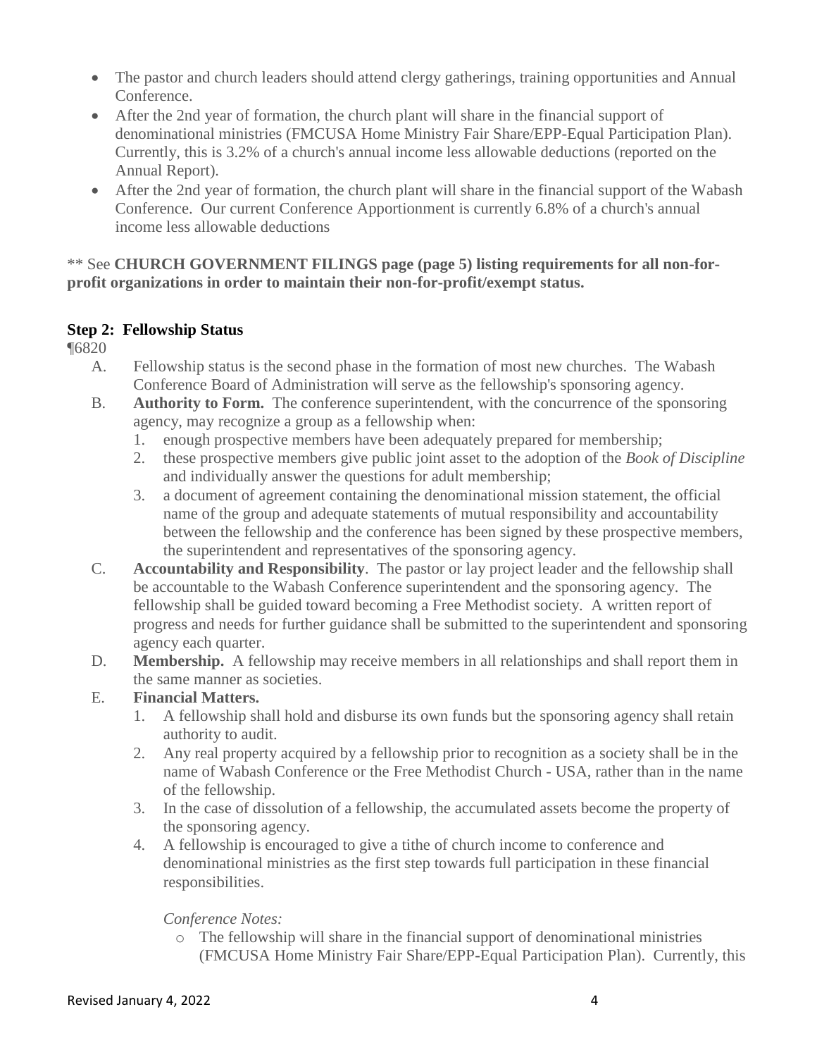- The pastor and church leaders should attend clergy gatherings, training opportunities and Annual Conference.
- After the 2nd year of formation, the church plant will share in the financial support of denominational ministries (FMCUSA Home Ministry Fair Share/EPP-Equal Participation Plan). Currently, this is 3.2% of a church's annual income less allowable deductions (reported on the Annual Report).
- After the 2nd year of formation, the church plant will share in the financial support of the Wabash Conference. Our current Conference Apportionment is currently 6.8% of a church's annual income less allowable deductions

** See **CHURCH GOVERNMENT FILINGS page (page 5) listing requirements for all non-for-profit organizations in order to maintain their non-for-profit/exempt status.**

### Step 2: Fellowship Status

¶6820

A. Fellowship status is the second phase in the formation of most new churches. The Wabash Conference Board of Administration will serve as the fellowship's sponsoring agency.

B. **Authority to Form.** The conference superintendent, with the concurrence of the sponsoring agency, may recognize a group as a fellowship when:
   1. enough prospective members have been adequately prepared for membership;
   2. these prospective members give public joint asset to the adoption of the *Book of Discipline* and individually answer the questions for adult membership;
   3. a document of agreement containing the denominational mission statement, the official name of the group and adequate statements of mutual responsibility and accountability between the fellowship and the conference has been signed by these prospective members, the superintendent and representatives of the sponsoring agency.

C. **Accountability and Responsibility**. The pastor or lay project leader and the fellowship shall be accountable to the Wabash Conference superintendent and the sponsoring agency. The fellowship shall be guided toward becoming a Free Methodist society. A written report of progress and needs for further guidance shall be submitted to the superintendent and sponsoring agency each quarter.

D. **Membership.** A fellowship may receive members in all relationships and shall report them in the same manner as societies.

E. **Financial Matters.**
   1. A fellowship shall hold and disburse its own funds but the sponsoring agency shall retain authority to audit.
   2. Any real property acquired by a fellowship prior to recognition as a society shall be in the name of Wabash Conference or the Free Methodist Church - USA, rather than in the name of the fellowship.
   3. In the case of dissolution of a fellowship, the accumulated assets become the property of the sponsoring agency.
   4. A fellowship is encouraged to give a tithe of church income to conference and denominational ministries as the first step towards full participation in these financial responsibilities.

   *Conference Notes:*

   - The fellowship will share in the financial support of denominational ministries (FMCUSA Home Ministry Fair Share/EPP-Equal Participation Plan). Currently, this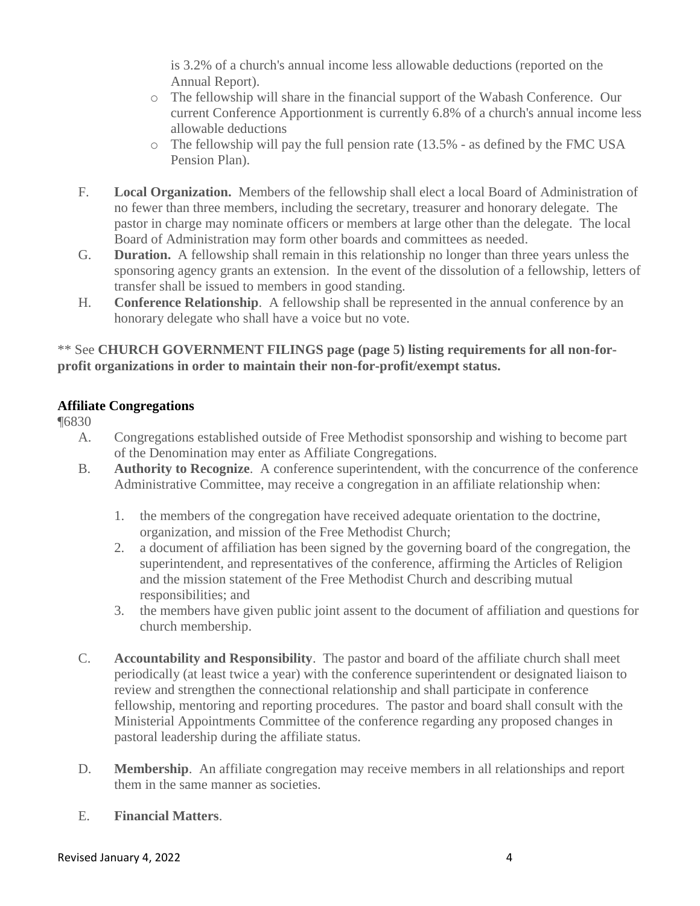is 3.2% of a church's annual income less allowable deductions (reported on the Annual Report).

- The fellowship will share in the financial support of the Wabash Conference. Our current Conference Apportionment is currently 6.8% of a church's annual income less allowable deductions
- The fellowship will pay the full pension rate (13.5% - as defined by the FMC USA Pension Plan).

F. **Local Organization.** Members of the fellowship shall elect a local Board of Administration of no fewer than three members, including the secretary, treasurer and honorary delegate. The pastor in charge may nominate officers or members at large other than the delegate. The local Board of Administration may form other boards and committees as needed.

G. **Duration.** A fellowship shall remain in this relationship no longer than three years unless the sponsoring agency grants an extension. In the event of the dissolution of a fellowship, letters of transfer shall be issued to members in good standing.

H. **Conference Relationship**. A fellowship shall be represented in the annual conference by an honorary delegate who shall have a voice but no vote.

** See **CHURCH GOVERNMENT FILINGS page (page 5) listing requirements for all non-for-profit organizations in order to maintain their non-for-profit/exempt status.**

**Affiliate Congregations**

¶6830

A. Congregations established outside of Free Methodist sponsorship and wishing to become part of the Denomination may enter as Affiliate Congregations.

B. **Authority to Recognize**. A conference superintendent, with the concurrence of the conference Administrative Committee, may receive a congregation in an affiliate relationship when:

1. the members of the congregation have received adequate orientation to the doctrine, organization, and mission of the Free Methodist Church;
2. a document of affiliation has been signed by the governing board of the congregation, the superintendent, and representatives of the conference, affirming the Articles of Religion and the mission statement of the Free Methodist Church and describing mutual responsibilities; and
3. the members have given public joint assent to the document of affiliation and questions for church membership.

C. **Accountability and Responsibility**. The pastor and board of the affiliate church shall meet periodically (at least twice a year) with the conference superintendent or designated liaison to review and strengthen the connectional relationship and shall participate in conference fellowship, mentoring and reporting procedures. The pastor and board shall consult with the Ministerial Appointments Committee of the conference regarding any proposed changes in pastoral leadership during the affiliate status.

D. **Membership**. An affiliate congregation may receive members in all relationships and report them in the same manner as societies.

E. **Financial Matters**.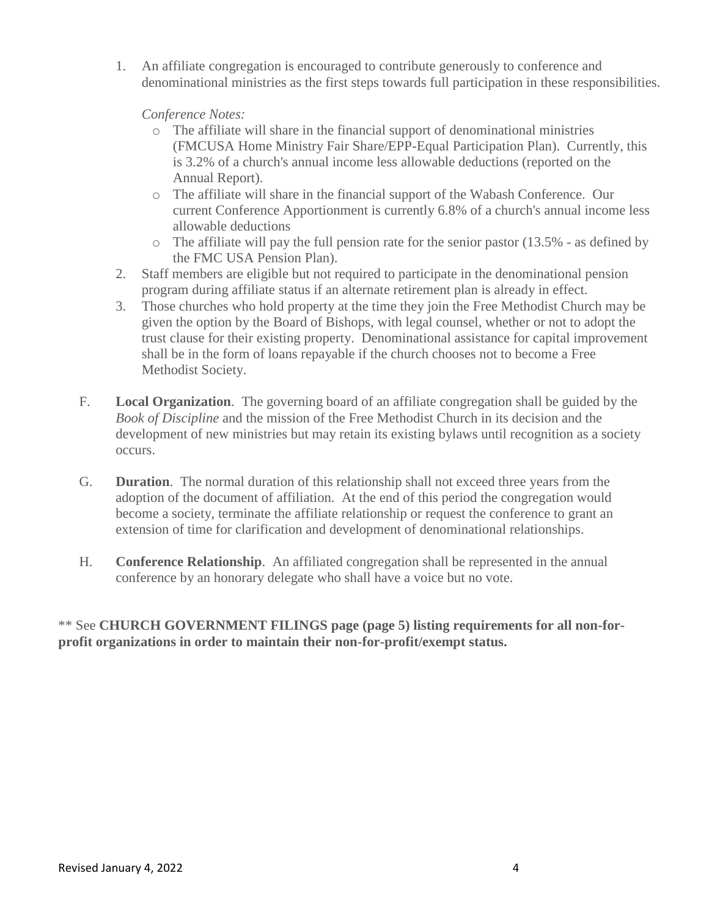1. An affiliate congregation is encouraged to contribute generously to conference and denominational ministries as the first steps towards full participation in these responsibilities.

   *Conference Notes:*
   - The affiliate will share in the financial support of denominational ministries (FMCUSA Home Ministry Fair Share/EPP-Equal Participation Plan). Currently, this is 3.2% of a church's annual income less allowable deductions (reported on the Annual Report).
   - The affiliate will share in the financial support of the Wabash Conference. Our current Conference Apportionment is currently 6.8% of a church's annual income less allowable deductions
   - The affiliate will pay the full pension rate for the senior pastor (13.5% - as defined by the FMC USA Pension Plan).
2. Staff members are eligible but not required to participate in the denominational pension program during affiliate status if an alternate retirement plan is already in effect.
3. Those churches who hold property at the time they join the Free Methodist Church may be given the option by the Board of Bishops, with legal counsel, whether or not to adopt the trust clause for their existing property. Denominational assistance for capital improvement shall be in the form of loans repayable if the church chooses not to become a Free Methodist Society.

F. **Local Organization**. The governing board of an affiliate congregation shall be guided by the *Book of Discipline* and the mission of the Free Methodist Church in its decision and the development of new ministries but may retain its existing bylaws until recognition as a society occurs.

G. **Duration**. The normal duration of this relationship shall not exceed three years from the adoption of the document of affiliation. At the end of this period the congregation would become a society, terminate the affiliate relationship or request the conference to grant an extension of time for clarification and development of denominational relationships.

H. **Conference Relationship**. An affiliated congregation shall be represented in the annual conference by an honorary delegate who shall have a voice but no vote.

** See **CHURCH GOVERNMENT FILINGS page (page 5) listing requirements for all non-for-profit organizations in order to maintain their non-for-profit/exempt status.**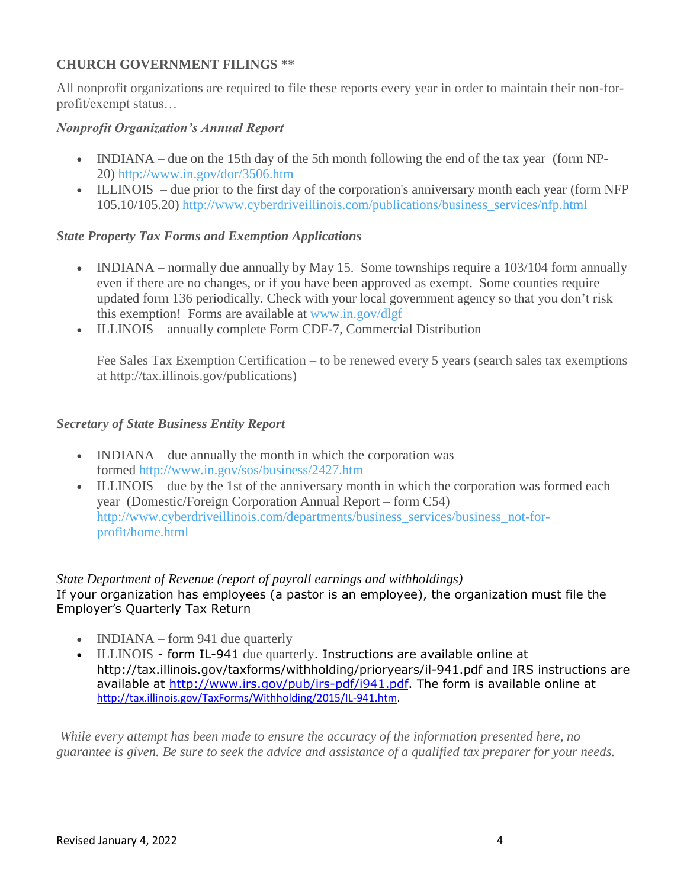## CHURCH GOVERNMENT FILINGS **

All nonprofit organizations are required to file these reports every year in order to maintain their non-for-profit/exempt status…

### *Nonprofit Organization's Annual Report*

- INDIANA – due on the 15th day of the 5th month following the end of the tax year (form NP-20) http://www.in.gov/dor/3506.htm
- ILLINOIS – due prior to the first day of the corporation's anniversary month each year (form NFP 105.10/105.20) http://www.cyberdriveillinois.com/publications/business_services/nfp.html

### *State Property Tax Forms and Exemption Applications*

- INDIANA – normally due annually by May 15. Some townships require a 103/104 form annually even if there are no changes, or if you have been approved as exempt. Some counties require updated form 136 periodically. Check with your local government agency so that you don't risk this exemption! Forms are available at www.in.gov/dlgf
- ILLINOIS – annually complete Form CDF-7, Commercial Distribution

  Fee Sales Tax Exemption Certification – to be renewed every 5 years (search sales tax exemptions at http://tax.illinois.gov/publications)

### *Secretary of State Business Entity Report*

- INDIANA – due annually the month in which the corporation was formed http://www.in.gov/sos/business/2427.htm
- ILLINOIS – due by the 1st of the anniversary month in which the corporation was formed each year (Domestic/Foreign Corporation Annual Report – form C54) http://www.cyberdriveillinois.com/departments/business_services/business_not-for-profit/home.html

### *State Department of Revenue (report of payroll earnings and withholdings)*

If your organization has employees (a pastor is an employee), the organization must file the Employer's Quarterly Tax Return

- INDIANA – form 941 due quarterly
- ILLINOIS - form IL-941 due quarterly. Instructions are available online at http://tax.illinois.gov/taxforms/withholding/prioryears/il-941.pdf and IRS instructions are available at http://www.irs.gov/pub/irs-pdf/i941.pdf. The form is available online at http://tax.illinois.gov/TaxForms/Withholding/2015/IL-941.htm.

*While every attempt has been made to ensure the accuracy of the information presented here, no guarantee is given. Be sure to seek the advice and assistance of a qualified tax preparer for your needs.*

Revised January 4, 2022